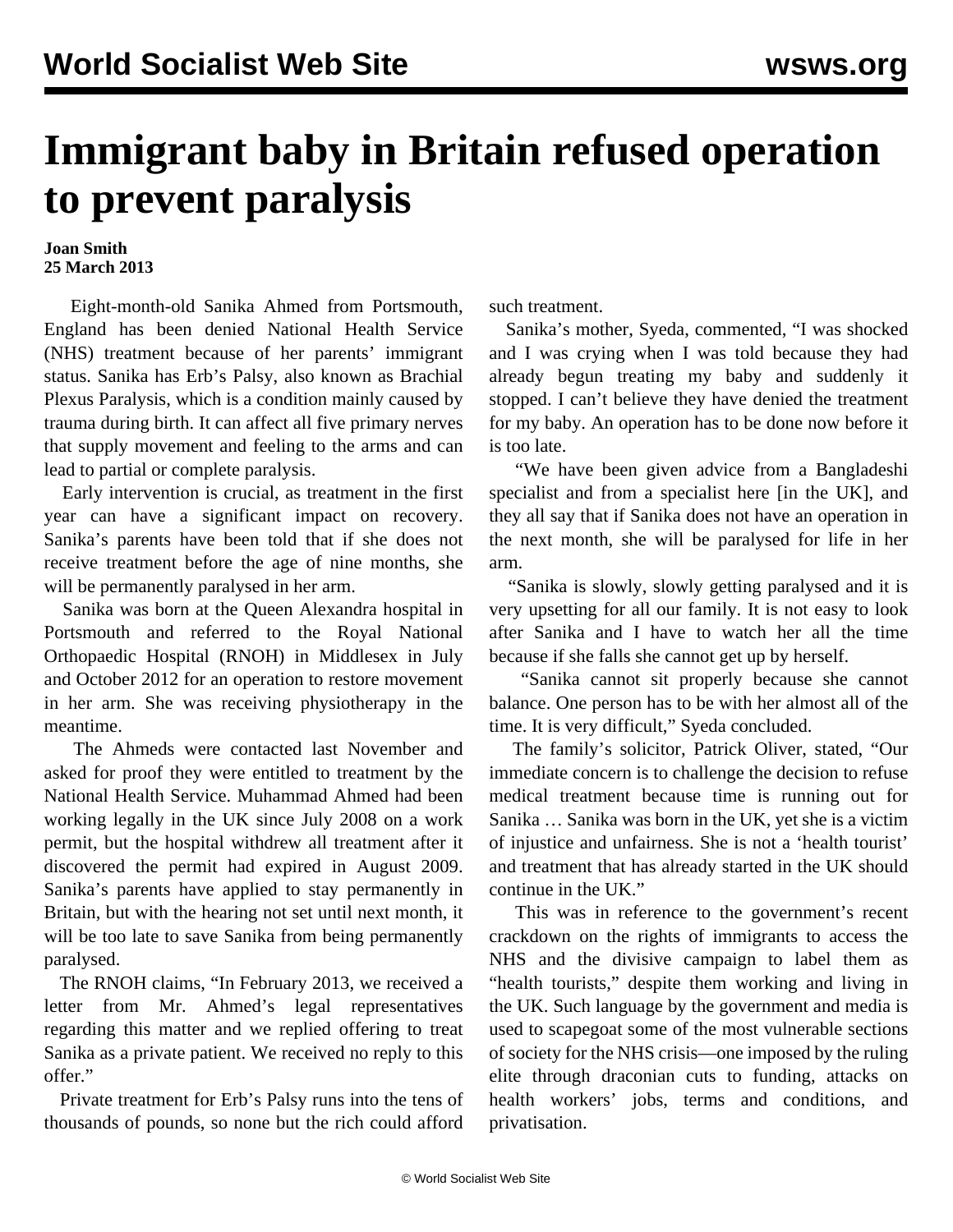# Immigrant baby in Britain refused operation to prevent paralysis

**Joan Smith**
**25 March 2013**

Eight-month-old Sanika Ahmed from Portsmouth, England has been denied National Health Service (NHS) treatment because of her parents' immigrant status. Sanika has Erb's Palsy, also known as Brachial Plexus Paralysis, which is a condition mainly caused by trauma during birth. It can affect all five primary nerves that supply movement and feeling to the arms and can lead to partial or complete paralysis.

Early intervention is crucial, as treatment in the first year can have a significant impact on recovery. Sanika's parents have been told that if she does not receive treatment before the age of nine months, she will be permanently paralysed in her arm.

Sanika was born at the Queen Alexandra hospital in Portsmouth and referred to the Royal National Orthopaedic Hospital (RNOH) in Middlesex in July and October 2012 for an operation to restore movement in her arm. She was receiving physiotherapy in the meantime.

The Ahmeds were contacted last November and asked for proof they were entitled to treatment by the National Health Service. Muhammad Ahmed had been working legally in the UK since July 2008 on a work permit, but the hospital withdrew all treatment after it discovered the permit had expired in August 2009. Sanika's parents have applied to stay permanently in Britain, but with the hearing not set until next month, it will be too late to save Sanika from being permanently paralysed.

The RNOH claims, "In February 2013, we received a letter from Mr. Ahmed's legal representatives regarding this matter and we replied offering to treat Sanika as a private patient. We received no reply to this offer."

Private treatment for Erb's Palsy runs into the tens of thousands of pounds, so none but the rich could afford such treatment.

Sanika's mother, Syeda, commented, "I was shocked and I was crying when I was told because they had already begun treating my baby and suddenly it stopped. I can't believe they have denied the treatment for my baby. An operation has to be done now before it is too late.

"We have been given advice from a Bangladeshi specialist and from a specialist here [in the UK], and they all say that if Sanika does not have an operation in the next month, she will be paralysed for life in her arm.

"Sanika is slowly, slowly getting paralysed and it is very upsetting for all our family. It is not easy to look after Sanika and I have to watch her all the time because if she falls she cannot get up by herself.

"Sanika cannot sit properly because she cannot balance. One person has to be with her almost all of the time. It is very difficult," Syeda concluded.

The family's solicitor, Patrick Oliver, stated, "Our immediate concern is to challenge the decision to refuse medical treatment because time is running out for Sanika … Sanika was born in the UK, yet she is a victim of injustice and unfairness. She is not a 'health tourist' and treatment that has already started in the UK should continue in the UK."

This was in reference to the government's recent crackdown on the rights of immigrants to access the NHS and the divisive campaign to label them as "health tourists," despite them working and living in the UK. Such language by the government and media is used to scapegoat some of the most vulnerable sections of society for the NHS crisis—one imposed by the ruling elite through draconian cuts to funding, attacks on health workers' jobs, terms and conditions, and privatisation.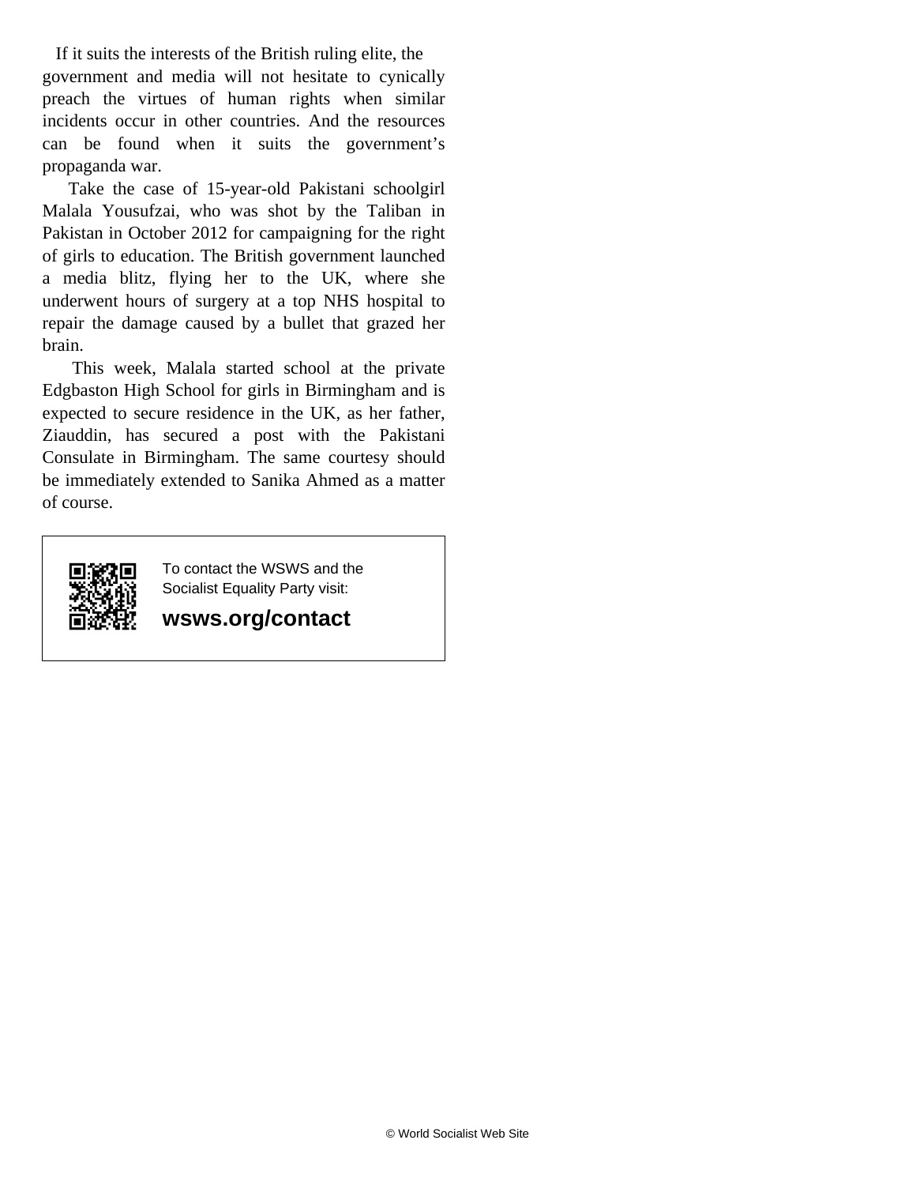If it suits the interests of the British ruling elite, the government and media will not hesitate to cynically preach the virtues of human rights when similar incidents occur in other countries. And the resources can be found when it suits the government's propaganda war.

Take the case of 15-year-old Pakistani schoolgirl Malala Yousufzai, who was shot by the Taliban in Pakistan in October 2012 for campaigning for the right of girls to education. The British government launched a media blitz, flying her to the UK, where she underwent hours of surgery at a top NHS hospital to repair the damage caused by a bullet that grazed her brain.

This week, Malala started school at the private Edgbaston High School for girls in Birmingham and is expected to secure residence in the UK, as her father, Ziauddin, has secured a post with the Pakistani Consulate in Birmingham. The same courtesy should be immediately extended to Sanika Ahmed as a matter of course.

To contact the WSWS and the Socialist Equality Party visit:

**wsws.org/contact**